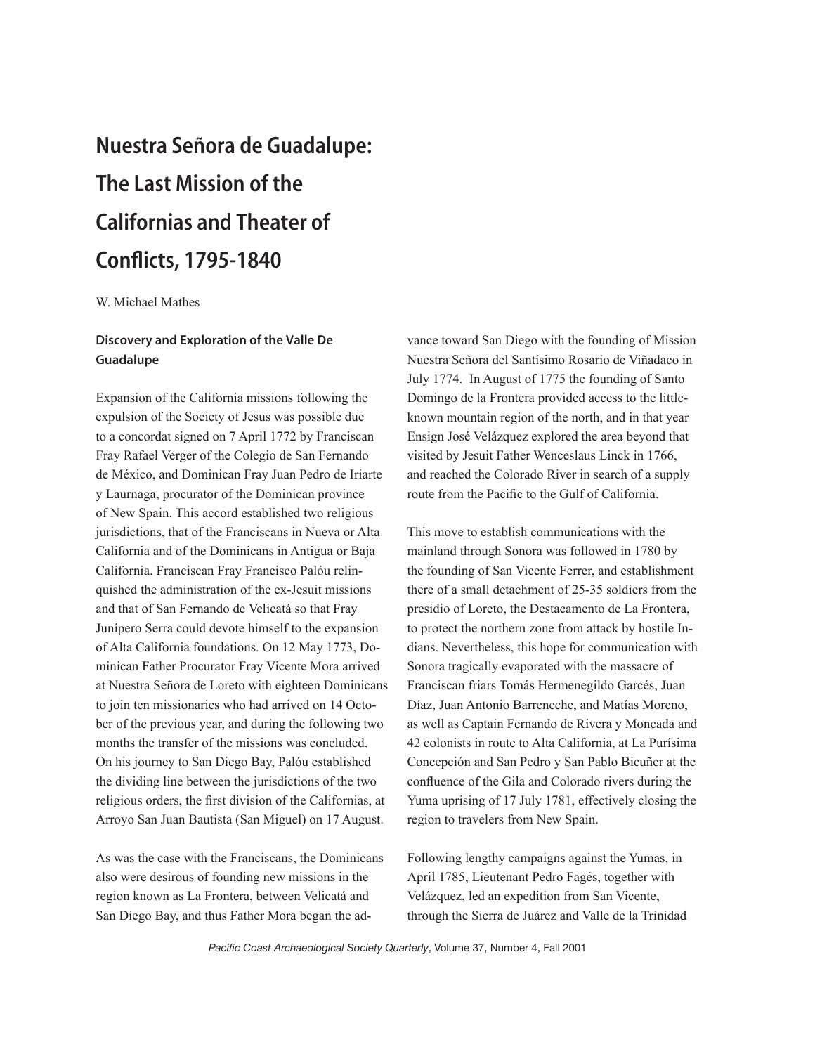# Nuestra Señora de Guadalupe: The Last Mission of the Californias and Theater of Conflicts, 1795-1840

W. Michael Mathes

### Discovery and Exploration of the Valle De Guadalupe

Expansion of the California missions following the expulsion of the Society of Jesus was possible due to a concordat signed on 7 April 1772 by Franciscan Fray Rafael Verger of the Colegio de San Fernando de México, and Dominican Fray Juan Pedro de Iriarte y Laurnaga, procurator of the Dominican province of New Spain. This accord established two religious jurisdictions, that of the Franciscans in Nueva or Alta California and of the Dominicans in Antigua or Baja California. Franciscan Fray Francisco Palóu relinquished the administration of the ex-Jesuit missions and that of San Fernando de Velicatá so that Fray Junípero Serra could devote himself to the expansion of Alta California foundations. On 12 May 1773, Dominican Father Procurator Fray Vicente Mora arrived at Nuestra Señora de Loreto with eighteen Dominicans to join ten missionaries who had arrived on 14 October of the previous year, and during the following two months the transfer of the missions was concluded. On his journey to San Diego Bay, Palóu established the dividing line between the jurisdictions of the two religious orders, the first division of the Californias, at Arroyo San Juan Bautista (San Miguel) on 17 August.

As was the case with the Franciscans, the Dominicans also were desirous of founding new missions in the region known as La Frontera, between Velicatá and San Diego Bay, and thus Father Mora began the advance toward San Diego with the founding of Mission Nuestra Señora del Santísimo Rosario de Viñadaco in July 1774. In August of 1775 the founding of Santo Domingo de la Frontera provided access to the little-known mountain region of the north, and in that year Ensign José Velázquez explored the area beyond that visited by Jesuit Father Wenceslaus Linck in 1766, and reached the Colorado River in search of a supply route from the Pacific to the Gulf of California.

This move to establish communications with the mainland through Sonora was followed in 1780 by the founding of San Vicente Ferrer, and establishment there of a small detachment of 25-35 soldiers from the presidio of Loreto, the Destacamento de La Frontera, to protect the northern zone from attack by hostile Indians. Nevertheless, this hope for communication with Sonora tragically evaporated with the massacre of Franciscan friars Tomás Hermenegildo Garcés, Juan Díaz, Juan Antonio Barreneche, and Matías Moreno, as well as Captain Fernando de Rivera y Moncada and 42 colonists in route to Alta California, at La Purísima Concepción and San Pedro y San Pablo Bicuñer at the confluence of the Gila and Colorado rivers during the Yuma uprising of 17 July 1781, effectively closing the region to travelers from New Spain.

Following lengthy campaigns against the Yumas, in April 1785, Lieutenant Pedro Fagés, together with Velázquez, led an expedition from San Vicente, through the Sierra de Juárez and Valle de la Trinidad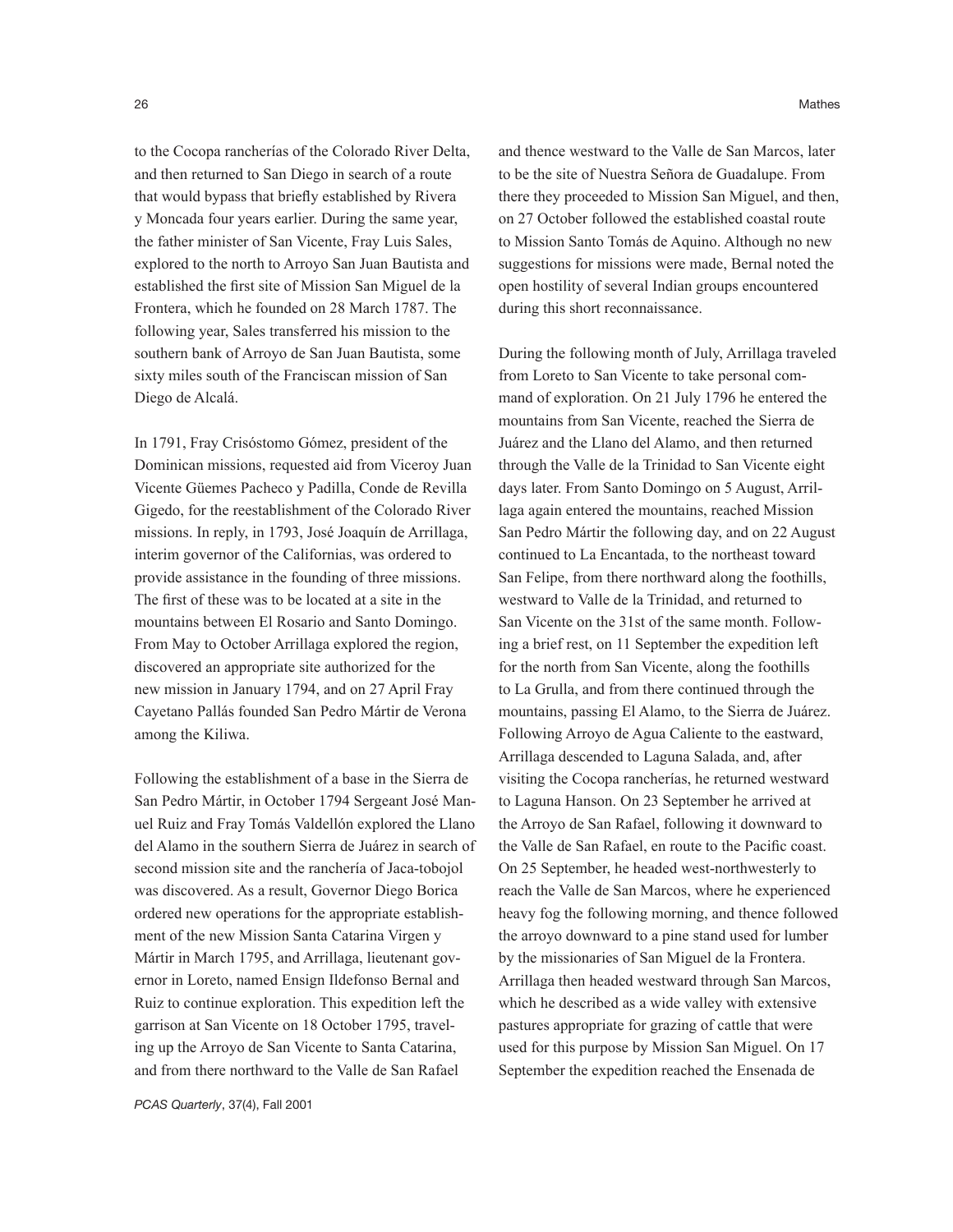to the Cocopa rancherías of the Colorado River Delta, and then returned to San Diego in search of a route that would bypass that briefly established by Rivera y Moncada four years earlier. During the same year, the father minister of San Vicente, Fray Luis Sales, explored to the north to Arroyo San Juan Bautista and established the first site of Mission San Miguel de la Frontera, which he founded on 28 March 1787. The following year, Sales transferred his mission to the southern bank of Arroyo de San Juan Bautista, some sixty miles south of the Franciscan mission of San Diego de Alcalá.

In 1791, Fray Crisóstomo Gómez, president of the Dominican missions, requested aid from Viceroy Juan Vicente Güemes Pacheco y Padilla, Conde de Revilla Gigedo, for the reestablishment of the Colorado River missions. In reply, in 1793, José Joaquín de Arrillaga, interim governor of the Californias, was ordered to provide assistance in the founding of three missions. The first of these was to be located at a site in the mountains between El Rosario and Santo Domingo. From May to October Arrillaga explored the region, discovered an appropriate site authorized for the new mission in January 1794, and on 27 April Fray Cayetano Pallás founded San Pedro Mártir de Verona among the Kiliwa.

Following the establishment of a base in the Sierra de San Pedro Mártir, in October 1794 Sergeant José Manuel Ruiz and Fray Tomás Valdellón explored the Llano del Alamo in the southern Sierra de Juárez in search of second mission site and the ranchería of Jaca-tobojol was discovered. As a result, Governor Diego Borica ordered new operations for the appropriate establishment of the new Mission Santa Catarina Virgen y Mártir in March 1795, and Arrillaga, lieutenant governor in Loreto, named Ensign Ildefonso Bernal and Ruiz to continue exploration. This expedition left the garrison at San Vicente on 18 October 1795, traveling up the Arroyo de San Vicente to Santa Catarina, and from there northward to the Valle de San Rafael and thence westward to the Valle de San Marcos, later to be the site of Nuestra Señora de Guadalupe. From there they proceeded to Mission San Miguel, and then, on 27 October followed the established coastal route to Mission Santo Tomás de Aquino. Although no new suggestions for missions were made, Bernal noted the open hostility of several Indian groups encountered during this short reconnaissance.

During the following month of July, Arrillaga traveled from Loreto to San Vicente to take personal command of exploration. On 21 July 1796 he entered the mountains from San Vicente, reached the Sierra de Juárez and the Llano del Alamo, and then returned through the Valle de la Trinidad to San Vicente eight days later. From Santo Domingo on 5 August, Arrillaga again entered the mountains, reached Mission San Pedro Mártir the following day, and on 22 August continued to La Encantada, to the northeast toward San Felipe, from there northward along the foothills, westward to Valle de la Trinidad, and returned to San Vicente on the 31st of the same month. Following a brief rest, on 11 September the expedition left for the north from San Vicente, along the foothills to La Grulla, and from there continued through the mountains, passing El Alamo, to the Sierra de Juárez. Following Arroyo de Agua Caliente to the eastward, Arrillaga descended to Laguna Salada, and, after visiting the Cocopa rancherías, he returned westward to Laguna Hanson. On 23 September he arrived at the Arroyo de San Rafael, following it downward to the Valle de San Rafael, en route to the Pacific coast. On 25 September, he headed west-northwesterly to reach the Valle de San Marcos, where he experienced heavy fog the following morning, and thence followed the arroyo downward to a pine stand used for lumber by the missionaries of San Miguel de la Frontera. Arrillaga then headed westward through San Marcos, which he described as a wide valley with extensive pastures appropriate for grazing of cattle that were used for this purpose by Mission San Miguel. On 17 September the expedition reached the Ensenada de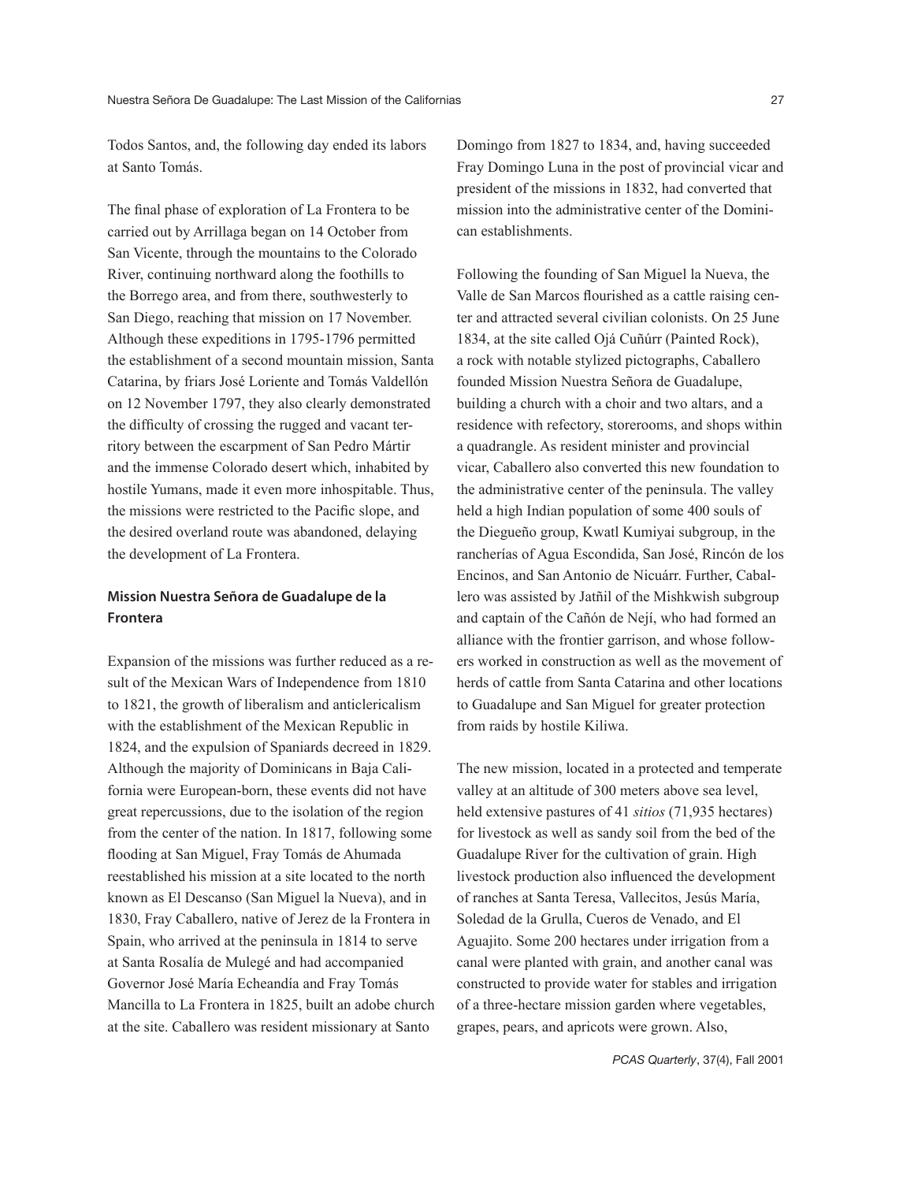Todos Santos, and, the following day ended its labors at Santo Tomás.

The final phase of exploration of La Frontera to be carried out by Arrillaga began on 14 October from San Vicente, through the mountains to the Colorado River, continuing northward along the foothills to the Borrego area, and from there, southwesterly to San Diego, reaching that mission on 17 November. Although these expeditions in 1795-1796 permitted the establishment of a second mountain mission, Santa Catarina, by friars José Loriente and Tomás Valdellón on 12 November 1797, they also clearly demonstrated the difficulty of crossing the rugged and vacant territory between the escarpment of San Pedro Mártir and the immense Colorado desert which, inhabited by hostile Yumans, made it even more inhospitable. Thus, the missions were restricted to the Pacific slope, and the desired overland route was abandoned, delaying the development of La Frontera.

### Mission Nuestra Señora de Guadalupe de la Frontera

Expansion of the missions was further reduced as a result of the Mexican Wars of Independence from 1810 to 1821, the growth of liberalism and anticlericalism with the establishment of the Mexican Republic in 1824, and the expulsion of Spaniards decreed in 1829. Although the majority of Dominicans in Baja California were European-born, these events did not have great repercussions, due to the isolation of the region from the center of the nation. In 1817, following some flooding at San Miguel, Fray Tomás de Ahumada reestablished his mission at a site located to the north known as El Descanso (San Miguel la Nueva), and in 1830, Fray Caballero, native of Jerez de la Frontera in Spain, who arrived at the peninsula in 1814 to serve at Santa Rosalía de Mulegé and had accompanied Governor José María Echeandía and Fray Tomás Mancilla to La Frontera in 1825, built an adobe church at the site. Caballero was resident missionary at Santo Domingo from 1827 to 1834, and, having succeeded Fray Domingo Luna in the post of provincial vicar and president of the missions in 1832, had converted that mission into the administrative center of the Dominican establishments.

Following the founding of San Miguel la Nueva, the Valle de San Marcos flourished as a cattle raising center and attracted several civilian colonists. On 25 June 1834, at the site called Ojá Cuñúrr (Painted Rock), a rock with notable stylized pictographs, Caballero founded Mission Nuestra Señora de Guadalupe, building a church with a choir and two altars, and a residence with refectory, storerooms, and shops within a quadrangle. As resident minister and provincial vicar, Caballero also converted this new foundation to the administrative center of the peninsula. The valley held a high Indian population of some 400 souls of the Diegueño group, Kwatl Kumiyai subgroup, in the rancherías of Agua Escondida, San José, Rincón de los Encinos, and San Antonio de Nicuárr. Further, Caballero was assisted by Jatñil of the Mishkwish subgroup and captain of the Cañón de Nejí, who had formed an alliance with the frontier garrison, and whose followers worked in construction as well as the movement of herds of cattle from Santa Catarina and other locations to Guadalupe and San Miguel for greater protection from raids by hostile Kiliwa.

The new mission, located in a protected and temperate valley at an altitude of 300 meters above sea level, held extensive pastures of 41 *sitios* (71,935 hectares) for livestock as well as sandy soil from the bed of the Guadalupe River for the cultivation of grain. High livestock production also influenced the development of ranches at Santa Teresa, Vallecitos, Jesús María, Soledad de la Grulla, Cueros de Venado, and El Aguajito. Some 200 hectares under irrigation from a canal were planted with grain, and another canal was constructed to provide water for stables and irrigation of a three-hectare mission garden where vegetables, grapes, pears, and apricots were grown. Also,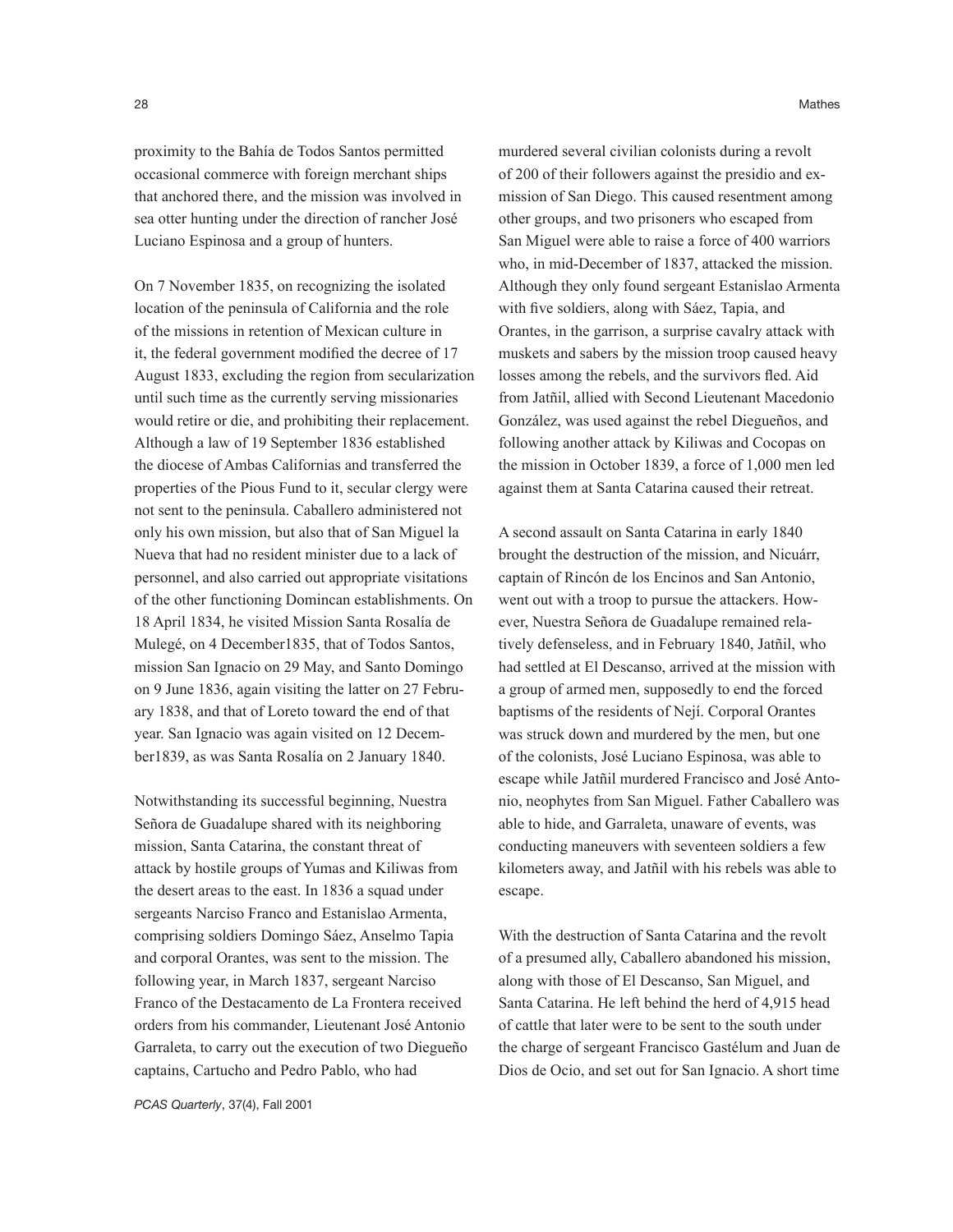proximity to the Bahía de Todos Santos permitted occasional commerce with foreign merchant ships that anchored there, and the mission was involved in sea otter hunting under the direction of rancher José Luciano Espinosa and a group of hunters.

On 7 November 1835, on recognizing the isolated location of the peninsula of California and the role of the missions in retention of Mexican culture in it, the federal government modified the decree of 17 August 1833, excluding the region from secularization until such time as the currently serving missionaries would retire or die, and prohibiting their replacement. Although a law of 19 September 1836 established the diocese of Ambas Californias and transferred the properties of the Pious Fund to it, secular clergy were not sent to the peninsula. Caballero administered not only his own mission, but also that of San Miguel la Nueva that had no resident minister due to a lack of personnel, and also carried out appropriate visitations of the other functioning Domincan establishments. On 18 April 1834, he visited Mission Santa Rosalía de Mulegé, on 4 December1835, that of Todos Santos, mission San Ignacio on 29 May, and Santo Domingo on 9 June 1836, again visiting the latter on 27 February 1838, and that of Loreto toward the end of that year. San Ignacio was again visited on 12 December1839, as was Santa Rosalía on 2 January 1840.

Notwithstanding its successful beginning, Nuestra Señora de Guadalupe shared with its neighboring mission, Santa Catarina, the constant threat of attack by hostile groups of Yumas and Kiliwas from the desert areas to the east. In 1836 a squad under sergeants Narciso Franco and Estanislao Armenta, comprising soldiers Domingo Sáez, Anselmo Tapia and corporal Orantes, was sent to the mission. The following year, in March 1837, sergeant Narciso Franco of the Destacamento de La Frontera received orders from his commander, Lieutenant José Antonio Garraleta, to carry out the execution of two Diegueño captains, Cartucho and Pedro Pablo, who had murdered several civilian colonists during a revolt of 200 of their followers against the presidio and ex-mission of San Diego. This caused resentment among other groups, and two prisoners who escaped from San Miguel were able to raise a force of 400 warriors who, in mid-December of 1837, attacked the mission. Although they only found sergeant Estanislao Armenta with five soldiers, along with Sáez, Tapia, and Orantes, in the garrison, a surprise cavalry attack with muskets and sabers by the mission troop caused heavy losses among the rebels, and the survivors fled. Aid from Jatñil, allied with Second Lieutenant Macedonio González, was used against the rebel Diegueños, and following another attack by Kiliwas and Cocopas on the mission in October 1839, a force of 1,000 men led against them at Santa Catarina caused their retreat.

A second assault on Santa Catarina in early 1840 brought the destruction of the mission, and Nicuárr, captain of Rincón de los Encinos and San Antonio, went out with a troop to pursue the attackers. However, Nuestra Señora de Guadalupe remained relatively defenseless, and in February 1840, Jatñil, who had settled at El Descanso, arrived at the mission with a group of armed men, supposedly to end the forced baptisms of the residents of Nejí. Corporal Orantes was struck down and murdered by the men, but one of the colonists, José Luciano Espinosa, was able to escape while Jatñil murdered Francisco and José Antonio, neophytes from San Miguel. Father Caballero was able to hide, and Garraleta, unaware of events, was conducting maneuvers with seventeen soldiers a few kilometers away, and Jatñil with his rebels was able to escape.

With the destruction of Santa Catarina and the revolt of a presumed ally, Caballero abandoned his mission, along with those of El Descanso, San Miguel, and Santa Catarina. He left behind the herd of 4,915 head of cattle that later were to be sent to the south under the charge of sergeant Francisco Gastélum and Juan de Dios de Ocio, and set out for San Ignacio. A short time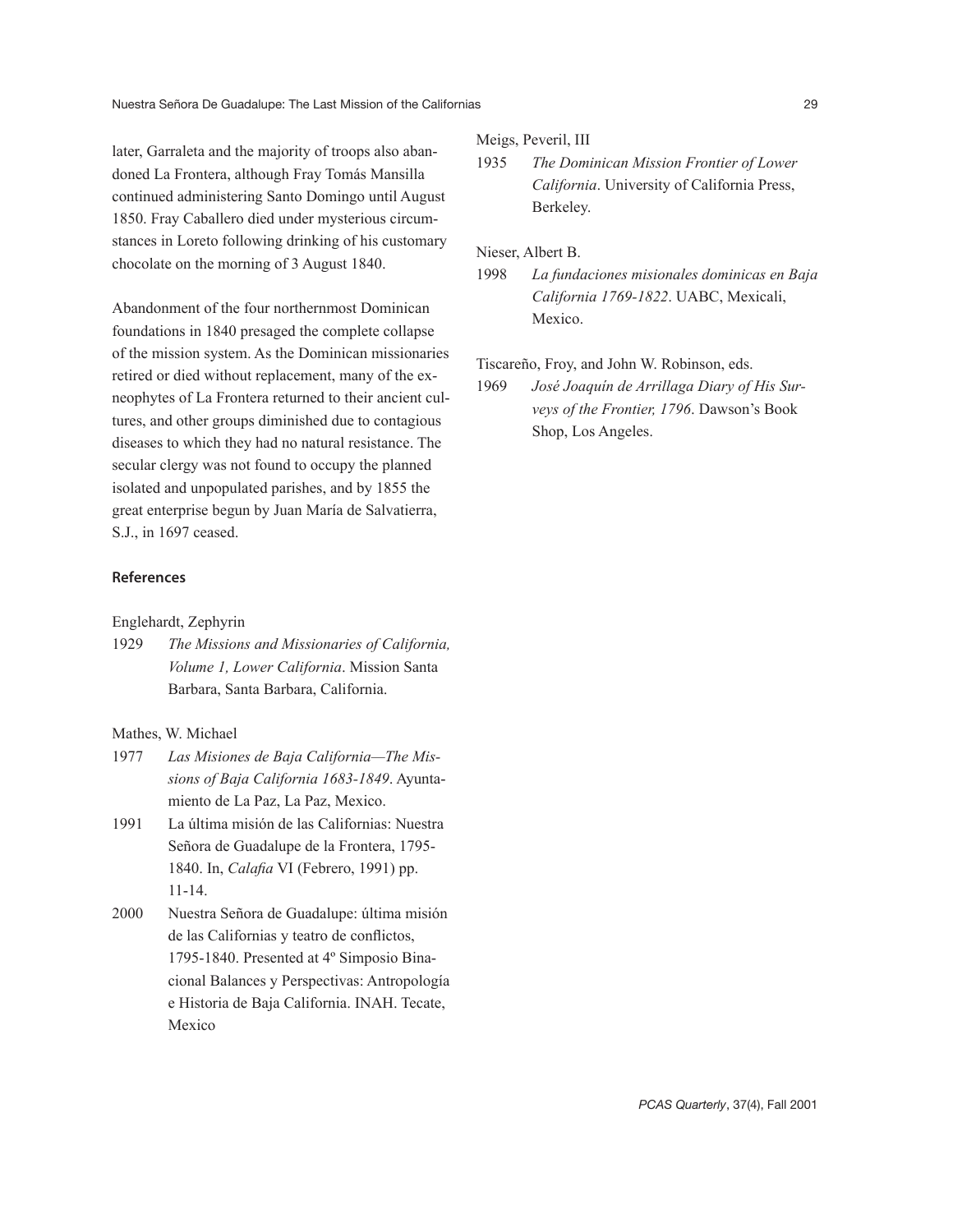later, Garraleta and the majority of troops also abandoned La Frontera, although Fray Tomás Mansilla continued administering Santo Domingo until August 1850. Fray Caballero died under mysterious circumstances in Loreto following drinking of his customary chocolate on the morning of 3 August 1840.

Abandonment of the four northernmost Dominican foundations in 1840 presaged the complete collapse of the mission system. As the Dominican missionaries retired or died without replacement, many of the exneophytes of La Frontera returned to their ancient cultures, and other groups diminished due to contagious diseases to which they had no natural resistance. The secular clergy was not found to occupy the planned isolated and unpopulated parishes, and by 1855 the great enterprise begun by Juan María de Salvatierra, S.J., in 1697 ceased.

## References

Englehardt, Zephyrin

1929 *The Missions and Missionaries of California, Volume 1, Lower California*. Mission Santa Barbara, Santa Barbara, California.

Mathes, W. Michael

1977 *Las Misiones de Baja California—The Missions of Baja California 1683-1849*. Ayuntamiento de La Paz, La Paz, Mexico.

1991 La última misión de las Californias: Nuestra Señora de Guadalupe de la Frontera, 1795-1840. In, *Calafia* VI (Febrero, 1991) pp. 11-14.

2000 Nuestra Señora de Guadalupe: última misión de las Californias y teatro de conflictos, 1795-1840. Presented at 4º Simposio Binacional Balances y Perspectivas: Antropología e Historia de Baja California. INAH. Tecate, Mexico

Meigs, Peveril, III

1935 *The Dominican Mission Frontier of Lower California*. University of California Press, Berkeley.

Nieser, Albert B.

1998 *La fundaciones misionales dominicas en Baja California 1769-1822*. UABC, Mexicali, Mexico.

Tiscareño, Froy, and John W. Robinson, eds.

1969 *José Joaquín de Arrillaga Diary of His Surveys of the Frontier, 1796*. Dawson's Book Shop, Los Angeles.